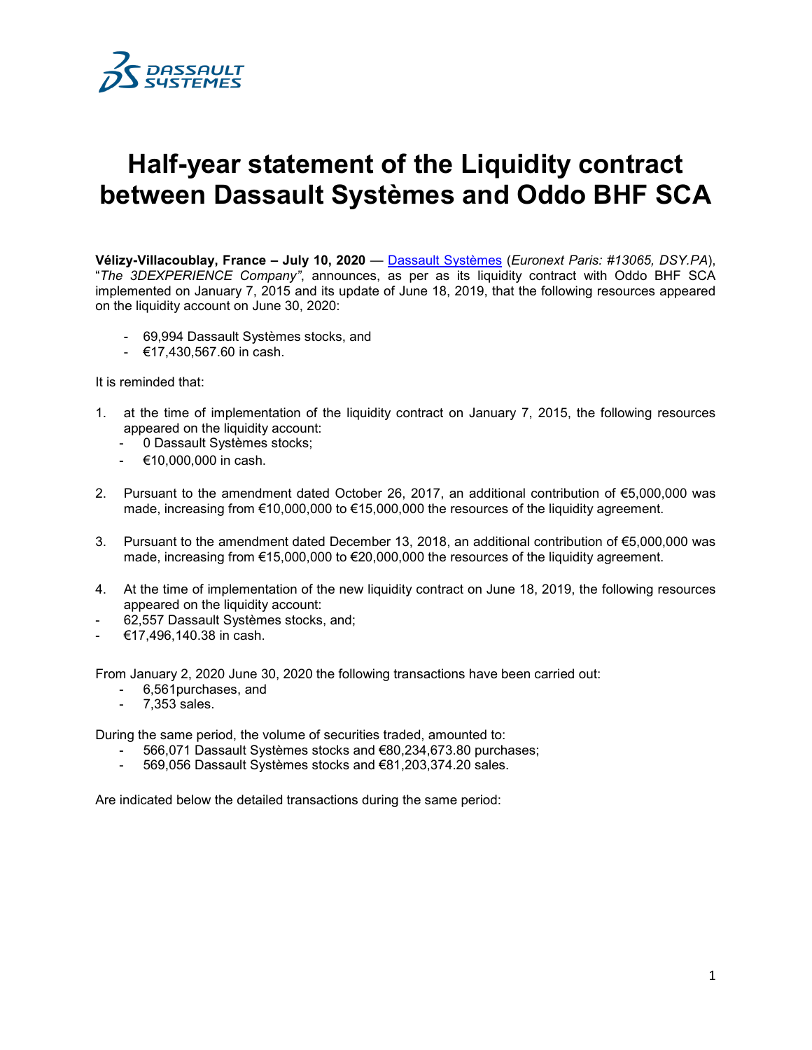# Half-year statement of the Liquidity contract between Dassault Systèmes and Oddo BHF SCA

**Vélizy-Villacoublay, France – July 10, 2020** — Dassault Systèmes (*Euronext Paris: #13065, DSY.PA*), "*The 3DEXPERIENCE Company"*, announces, as per as its liquidity contract with Oddo BHF SCA implemented on January 7, 2015 and its update of June 18, 2019, that the following resources appeared on the liquidity account on June 30, 2020:

- 69,994 Dassault Systèmes stocks, and
- €17,430,567.60 in cash.

It is reminded that:

1. at the time of implementation of the liquidity contract on January 7, 2015, the following resources appeared on the liquidity account:
   - 0 Dassault Systèmes stocks;
   - €10,000,000 in cash.

2. Pursuant to the amendment dated October 26, 2017, an additional contribution of €5,000,000 was made, increasing from €10,000,000 to €15,000,000 the resources of the liquidity agreement.

3. Pursuant to the amendment dated December 13, 2018, an additional contribution of €5,000,000 was made, increasing from €15,000,000 to €20,000,000 the resources of the liquidity agreement.

4. At the time of implementation of the new liquidity contract on June 18, 2019, the following resources appeared on the liquidity account:

- 62,557 Dassault Systèmes stocks, and;
- €17,496,140.38 in cash.

From January 2, 2020 June 30, 2020 the following transactions have been carried out:

- 6,561purchases, and
- 7,353 sales.

During the same period, the volume of securities traded, amounted to:

- 566,071 Dassault Systèmes stocks and €80,234,673.80 purchases;
- 569,056 Dassault Systèmes stocks and €81,203,374.20 sales.

Are indicated below the detailed transactions during the same period: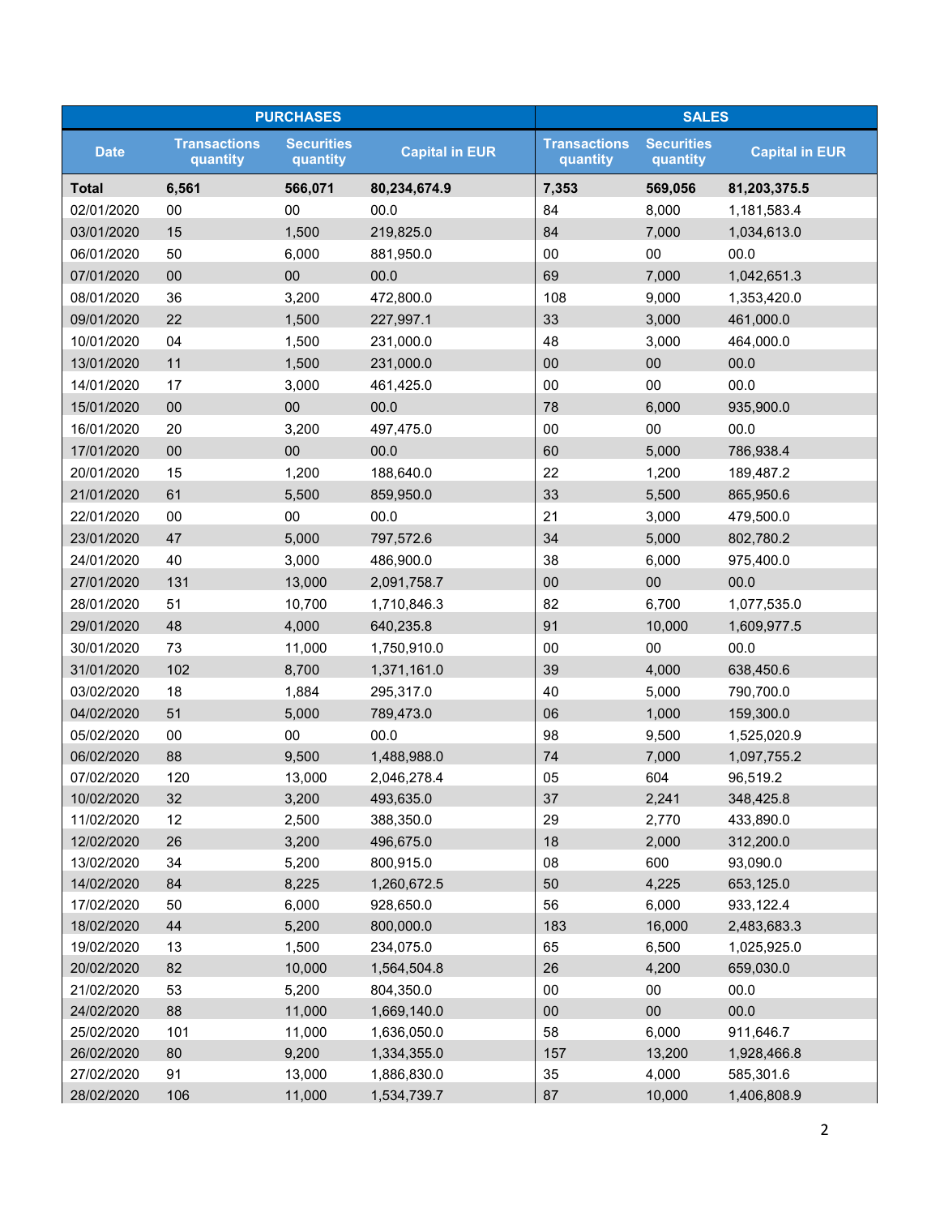| Date | PURCHASES | | | SALES | | |
|---|---|---|---|---|---|---|
| | Transactions quantity | Securities quantity | Capital in EUR | Transactions quantity | Securities quantity | Capital in EUR |
| **Total** | **6,561** | **566,071** | **80,234,674.9** | **7,353** | **569,056** | **81,203,375.5** |
| 02/01/2020 | 00 | 00 | 00.0 | 84 | 8,000 | 1,181,583.4 |
| 03/01/2020 | 15 | 1,500 | 219,825.0 | 84 | 7,000 | 1,034,613.0 |
| 06/01/2020 | 50 | 6,000 | 881,950.0 | 00 | 00 | 00.0 |
| 07/01/2020 | 00 | 00 | 00.0 | 69 | 7,000 | 1,042,651.3 |
| 08/01/2020 | 36 | 3,200 | 472,800.0 | 108 | 9,000 | 1,353,420.0 |
| 09/01/2020 | 22 | 1,500 | 227,997.1 | 33 | 3,000 | 461,000.0 |
| 10/01/2020 | 04 | 1,500 | 231,000.0 | 48 | 3,000 | 464,000.0 |
| 13/01/2020 | 11 | 1,500 | 231,000.0 | 00 | 00 | 00.0 |
| 14/01/2020 | 17 | 3,000 | 461,425.0 | 00 | 00 | 00.0 |
| 15/01/2020 | 00 | 00 | 00.0 | 78 | 6,000 | 935,900.0 |
| 16/01/2020 | 20 | 3,200 | 497,475.0 | 00 | 00 | 00.0 |
| 17/01/2020 | 00 | 00 | 00.0 | 60 | 5,000 | 786,938.4 |
| 20/01/2020 | 15 | 1,200 | 188,640.0 | 22 | 1,200 | 189,487.2 |
| 21/01/2020 | 61 | 5,500 | 859,950.0 | 33 | 5,500 | 865,950.6 |
| 22/01/2020 | 00 | 00 | 00.0 | 21 | 3,000 | 479,500.0 |
| 23/01/2020 | 47 | 5,000 | 797,572.6 | 34 | 5,000 | 802,780.2 |
| 24/01/2020 | 40 | 3,000 | 486,900.0 | 38 | 6,000 | 975,400.0 |
| 27/01/2020 | 131 | 13,000 | 2,091,758.7 | 00 | 00 | 00.0 |
| 28/01/2020 | 51 | 10,700 | 1,710,846.3 | 82 | 6,700 | 1,077,535.0 |
| 29/01/2020 | 48 | 4,000 | 640,235.8 | 91 | 10,000 | 1,609,977.5 |
| 30/01/2020 | 73 | 11,000 | 1,750,910.0 | 00 | 00 | 00.0 |
| 31/01/2020 | 102 | 8,700 | 1,371,161.0 | 39 | 4,000 | 638,450.6 |
| 03/02/2020 | 18 | 1,884 | 295,317.0 | 40 | 5,000 | 790,700.0 |
| 04/02/2020 | 51 | 5,000 | 789,473.0 | 06 | 1,000 | 159,300.0 |
| 05/02/2020 | 00 | 00 | 00.0 | 98 | 9,500 | 1,525,020.9 |
| 06/02/2020 | 88 | 9,500 | 1,488,988.0 | 74 | 7,000 | 1,097,755.2 |
| 07/02/2020 | 120 | 13,000 | 2,046,278.4 | 05 | 604 | 96,519.2 |
| 10/02/2020 | 32 | 3,200 | 493,635.0 | 37 | 2,241 | 348,425.8 |
| 11/02/2020 | 12 | 2,500 | 388,350.0 | 29 | 2,770 | 433,890.0 |
| 12/02/2020 | 26 | 3,200 | 496,675.0 | 18 | 2,000 | 312,200.0 |
| 13/02/2020 | 34 | 5,200 | 800,915.0 | 08 | 600 | 93,090.0 |
| 14/02/2020 | 84 | 8,225 | 1,260,672.5 | 50 | 4,225 | 653,125.0 |
| 17/02/2020 | 50 | 6,000 | 928,650.0 | 56 | 6,000 | 933,122.4 |
| 18/02/2020 | 44 | 5,200 | 800,000.0 | 183 | 16,000 | 2,483,683.3 |
| 19/02/2020 | 13 | 1,500 | 234,075.0 | 65 | 6,500 | 1,025,925.0 |
| 20/02/2020 | 82 | 10,000 | 1,564,504.8 | 26 | 4,200 | 659,030.0 |
| 21/02/2020 | 53 | 5,200 | 804,350.0 | 00 | 00 | 00.0 |
| 24/02/2020 | 88 | 11,000 | 1,669,140.0 | 00 | 00 | 00.0 |
| 25/02/2020 | 101 | 11,000 | 1,636,050.0 | 58 | 6,000 | 911,646.7 |
| 26/02/2020 | 80 | 9,200 | 1,334,355.0 | 157 | 13,200 | 1,928,466.8 |
| 27/02/2020 | 91 | 13,000 | 1,886,830.0 | 35 | 4,000 | 585,301.6 |
| 28/02/2020 | 106 | 11,000 | 1,534,739.7 | 87 | 10,000 | 1,406,808.9 |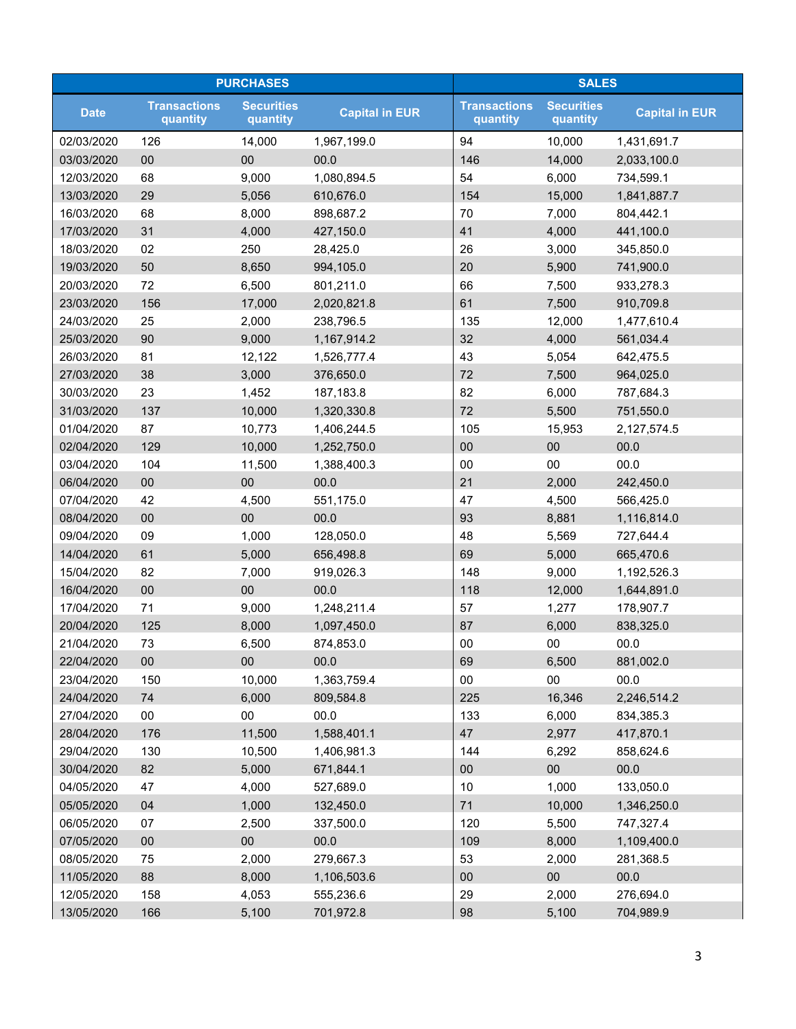| PURCHASES | | | | SALES | | |
|---|---|---|---|---|---|---|
| Date | Transactions quantity | Securities quantity | Capital in EUR | Transactions quantity | Securities quantity | Capital in EUR |
| 02/03/2020 | 126 | 14,000 | 1,967,199.0 | 94 | 10,000 | 1,431,691.7 |
| 03/03/2020 | 00 | 00 | 00.0 | 146 | 14,000 | 2,033,100.0 |
| 12/03/2020 | 68 | 9,000 | 1,080,894.5 | 54 | 6,000 | 734,599.1 |
| 13/03/2020 | 29 | 5,056 | 610,676.0 | 154 | 15,000 | 1,841,887.7 |
| 16/03/2020 | 68 | 8,000 | 898,687.2 | 70 | 7,000 | 804,442.1 |
| 17/03/2020 | 31 | 4,000 | 427,150.0 | 41 | 4,000 | 441,100.0 |
| 18/03/2020 | 02 | 250 | 28,425.0 | 26 | 3,000 | 345,850.0 |
| 19/03/2020 | 50 | 8,650 | 994,105.0 | 20 | 5,900 | 741,900.0 |
| 20/03/2020 | 72 | 6,500 | 801,211.0 | 66 | 7,500 | 933,278.3 |
| 23/03/2020 | 156 | 17,000 | 2,020,821.8 | 61 | 7,500 | 910,709.8 |
| 24/03/2020 | 25 | 2,000 | 238,796.5 | 135 | 12,000 | 1,477,610.4 |
| 25/03/2020 | 90 | 9,000 | 1,167,914.2 | 32 | 4,000 | 561,034.4 |
| 26/03/2020 | 81 | 12,122 | 1,526,777.4 | 43 | 5,054 | 642,475.5 |
| 27/03/2020 | 38 | 3,000 | 376,650.0 | 72 | 7,500 | 964,025.0 |
| 30/03/2020 | 23 | 1,452 | 187,183.8 | 82 | 6,000 | 787,684.3 |
| 31/03/2020 | 137 | 10,000 | 1,320,330.8 | 72 | 5,500 | 751,550.0 |
| 01/04/2020 | 87 | 10,773 | 1,406,244.5 | 105 | 15,953 | 2,127,574.5 |
| 02/04/2020 | 129 | 10,000 | 1,252,750.0 | 00 | 00 | 00.0 |
| 03/04/2020 | 104 | 11,500 | 1,388,400.3 | 00 | 00 | 00.0 |
| 06/04/2020 | 00 | 00 | 00.0 | 21 | 2,000 | 242,450.0 |
| 07/04/2020 | 42 | 4,500 | 551,175.0 | 47 | 4,500 | 566,425.0 |
| 08/04/2020 | 00 | 00 | 00.0 | 93 | 8,881 | 1,116,814.0 |
| 09/04/2020 | 09 | 1,000 | 128,050.0 | 48 | 5,569 | 727,644.4 |
| 14/04/2020 | 61 | 5,000 | 656,498.8 | 69 | 5,000 | 665,470.6 |
| 15/04/2020 | 82 | 7,000 | 919,026.3 | 148 | 9,000 | 1,192,526.3 |
| 16/04/2020 | 00 | 00 | 00.0 | 118 | 12,000 | 1,644,891.0 |
| 17/04/2020 | 71 | 9,000 | 1,248,211.4 | 57 | 1,277 | 178,907.7 |
| 20/04/2020 | 125 | 8,000 | 1,097,450.0 | 87 | 6,000 | 838,325.0 |
| 21/04/2020 | 73 | 6,500 | 874,853.0 | 00 | 00 | 00.0 |
| 22/04/2020 | 00 | 00 | 00.0 | 69 | 6,500 | 881,002.0 |
| 23/04/2020 | 150 | 10,000 | 1,363,759.4 | 00 | 00 | 00.0 |
| 24/04/2020 | 74 | 6,000 | 809,584.8 | 225 | 16,346 | 2,246,514.2 |
| 27/04/2020 | 00 | 00 | 00.0 | 133 | 6,000 | 834,385.3 |
| 28/04/2020 | 176 | 11,500 | 1,588,401.1 | 47 | 2,977 | 417,870.1 |
| 29/04/2020 | 130 | 10,500 | 1,406,981.3 | 144 | 6,292 | 858,624.6 |
| 30/04/2020 | 82 | 5,000 | 671,844.1 | 00 | 00 | 00.0 |
| 04/05/2020 | 47 | 4,000 | 527,689.0 | 10 | 1,000 | 133,050.0 |
| 05/05/2020 | 04 | 1,000 | 132,450.0 | 71 | 10,000 | 1,346,250.0 |
| 06/05/2020 | 07 | 2,500 | 337,500.0 | 120 | 5,500 | 747,327.4 |
| 07/05/2020 | 00 | 00 | 00.0 | 109 | 8,000 | 1,109,400.0 |
| 08/05/2020 | 75 | 2,000 | 279,667.3 | 53 | 2,000 | 281,368.5 |
| 11/05/2020 | 88 | 8,000 | 1,106,503.6 | 00 | 00 | 00.0 |
| 12/05/2020 | 158 | 4,053 | 555,236.6 | 29 | 2,000 | 276,694.0 |
| 13/05/2020 | 166 | 5,100 | 701,972.8 | 98 | 5,100 | 704,989.9 |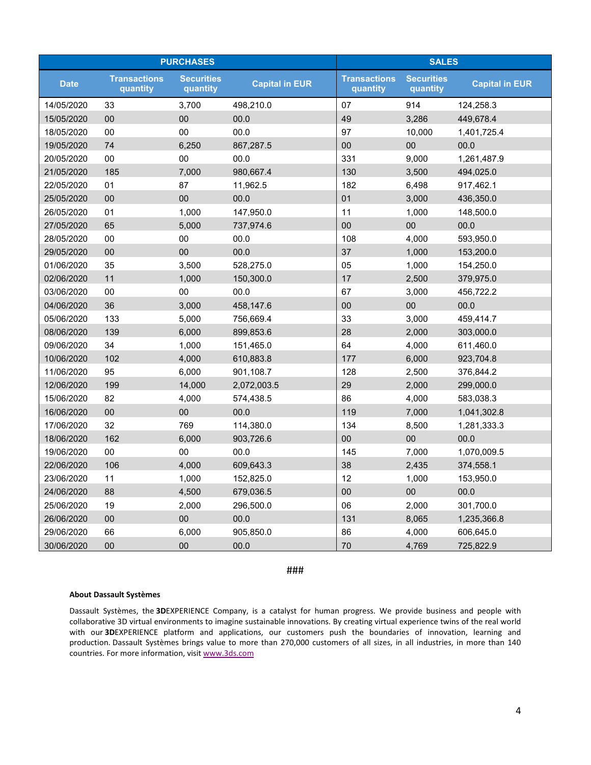| PURCHASES | | | | SALES | | |
|---|---|---|---|---|---|---|
| Date | Transactions quantity | Securities quantity | Capital in EUR | Transactions quantity | Securities quantity | Capital in EUR |
| 14/05/2020 | 33 | 3,700 | 498,210.0 | 07 | 914 | 124,258.3 |
| 15/05/2020 | 00 | 00 | 00.0 | 49 | 3,286 | 449,678.4 |
| 18/05/2020 | 00 | 00 | 00.0 | 97 | 10,000 | 1,401,725.4 |
| 19/05/2020 | 74 | 6,250 | 867,287.5 | 00 | 00 | 00.0 |
| 20/05/2020 | 00 | 00 | 00.0 | 331 | 9,000 | 1,261,487.9 |
| 21/05/2020 | 185 | 7,000 | 980,667.4 | 130 | 3,500 | 494,025.0 |
| 22/05/2020 | 01 | 87 | 11,962.5 | 182 | 6,498 | 917,462.1 |
| 25/05/2020 | 00 | 00 | 00.0 | 01 | 3,000 | 436,350.0 |
| 26/05/2020 | 01 | 1,000 | 147,950.0 | 11 | 1,000 | 148,500.0 |
| 27/05/2020 | 65 | 5,000 | 737,974.6 | 00 | 00 | 00.0 |
| 28/05/2020 | 00 | 00 | 00.0 | 108 | 4,000 | 593,950.0 |
| 29/05/2020 | 00 | 00 | 00.0 | 37 | 1,000 | 153,200.0 |
| 01/06/2020 | 35 | 3,500 | 528,275.0 | 05 | 1,000 | 154,250.0 |
| 02/06/2020 | 11 | 1,000 | 150,300.0 | 17 | 2,500 | 379,975.0 |
| 03/06/2020 | 00 | 00 | 00.0 | 67 | 3,000 | 456,722.2 |
| 04/06/2020 | 36 | 3,000 | 458,147.6 | 00 | 00 | 00.0 |
| 05/06/2020 | 133 | 5,000 | 756,669.4 | 33 | 3,000 | 459,414.7 |
| 08/06/2020 | 139 | 6,000 | 899,853.6 | 28 | 2,000 | 303,000.0 |
| 09/06/2020 | 34 | 1,000 | 151,465.0 | 64 | 4,000 | 611,460.0 |
| 10/06/2020 | 102 | 4,000 | 610,883.8 | 177 | 6,000 | 923,704.8 |
| 11/06/2020 | 95 | 6,000 | 901,108.7 | 128 | 2,500 | 376,844.2 |
| 12/06/2020 | 199 | 14,000 | 2,072,003.5 | 29 | 2,000 | 299,000.0 |
| 15/06/2020 | 82 | 4,000 | 574,438.5 | 86 | 4,000 | 583,038.3 |
| 16/06/2020 | 00 | 00 | 00.0 | 119 | 7,000 | 1,041,302.8 |
| 17/06/2020 | 32 | 769 | 114,380.0 | 134 | 8,500 | 1,281,333.3 |
| 18/06/2020 | 162 | 6,000 | 903,726.6 | 00 | 00 | 00.0 |
| 19/06/2020 | 00 | 00 | 00.0 | 145 | 7,000 | 1,070,009.5 |
| 22/06/2020 | 106 | 4,000 | 609,643.3 | 38 | 2,435 | 374,558.1 |
| 23/06/2020 | 11 | 1,000 | 152,825.0 | 12 | 1,000 | 153,950.0 |
| 24/06/2020 | 88 | 4,500 | 679,036.5 | 00 | 00 | 00.0 |
| 25/06/2020 | 19 | 2,000 | 296,500.0 | 06 | 2,000 | 301,700.0 |
| 26/06/2020 | 00 | 00 | 00.0 | 131 | 8,065 | 1,235,366.8 |
| 29/06/2020 | 66 | 6,000 | 905,850.0 | 86 | 4,000 | 606,645.0 |
| 30/06/2020 | 00 | 00 | 00.0 | 70 | 4,769 | 725,822.9 |

###

**About Dassault Systèmes**

Dassault Systèmes, the **3D**EXPERIENCE Company, is a catalyst for human progress. We provide business and people with collaborative 3D virtual environments to imagine sustainable innovations. By creating virtual experience twins of the real world with our **3D**EXPERIENCE platform and applications, our customers push the boundaries of innovation, learning and production. Dassault Systèmes brings value to more than 270,000 customers of all sizes, in all industries, in more than 140 countries. For more information, visit www.3ds.com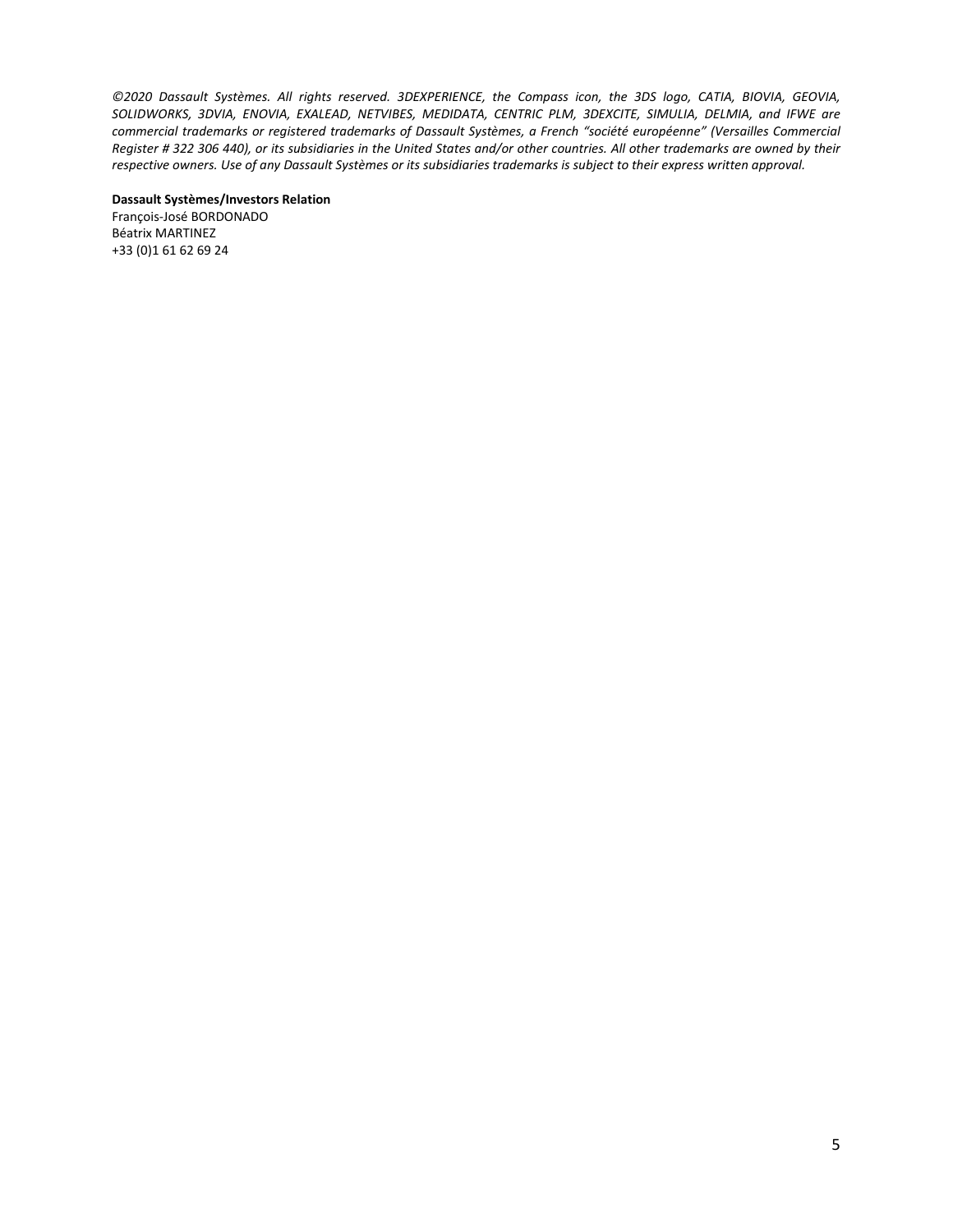*©2020 Dassault Systèmes. All rights reserved. 3DEXPERIENCE, the Compass icon, the 3DS logo, CATIA, BIOVIA, GEOVIA, SOLIDWORKS, 3DVIA, ENOVIA, EXALEAD, NETVIBES, MEDIDATA, CENTRIC PLM, 3DEXCITE, SIMULIA, DELMIA, and IFWE are commercial trademarks or registered trademarks of Dassault Systèmes, a French "société européenne" (Versailles Commercial Register # 322 306 440), or its subsidiaries in the United States and/or other countries. All other trademarks are owned by their respective owners. Use of any Dassault Systèmes or its subsidiaries trademarks is subject to their express written approval.*

**Dassault Systèmes/Investors Relation**
François-José BORDONADO
Béatrix MARTINEZ
+33 (0)1 61 62 69 24